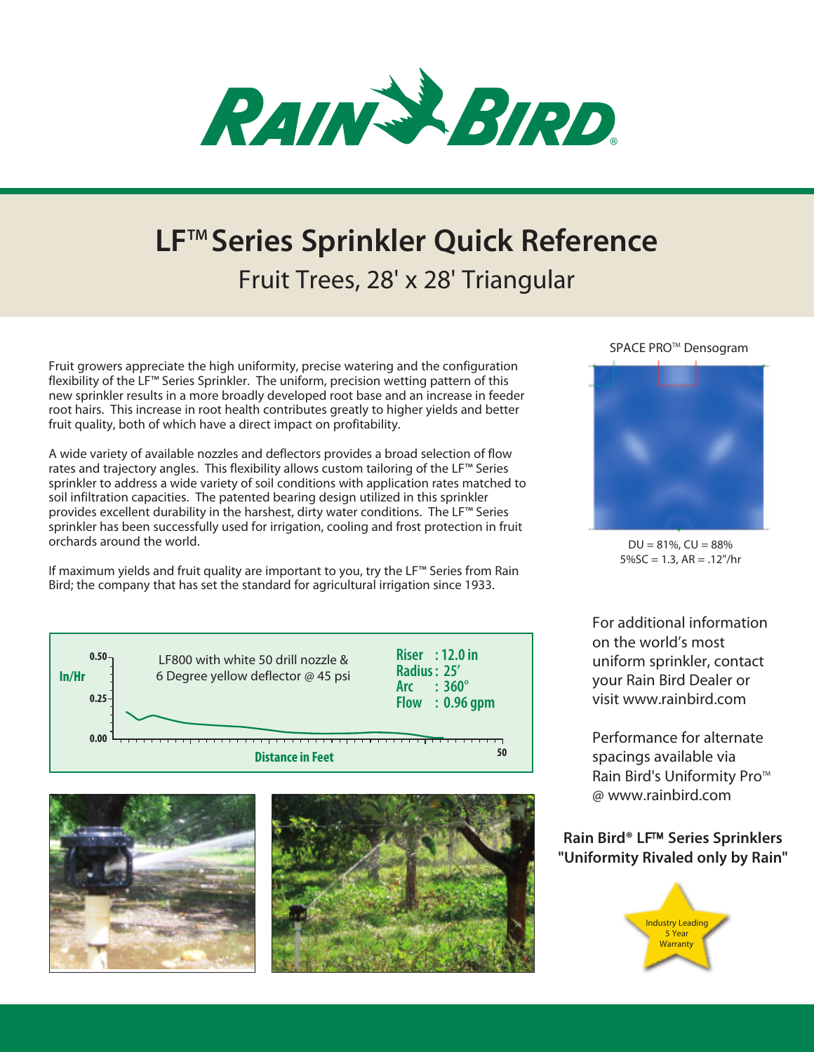# LF™ Series Sprinkler Quick Reference

## Fruit Trees, 28' x 28' Triangular

Fruit growers appreciate the high uniformity, precise watering and the configuration flexibility of the LF™ Series Sprinkler. The uniform, precision wetting pattern of this new sprinkler results in a more broadly developed root base and an increase in feeder root hairs. This increase in root health contributes greatly to higher yields and better fruit quality, both of which have a direct impact on profitability.

A wide variety of available nozzles and deflectors provides a broad selection of flow rates and trajectory angles. This flexibility allows custom tailoring of the LF™ Series sprinkler to address a wide variety of soil conditions with application rates matched to soil infiltration capacities. The patented bearing design utilized in this sprinkler provides excellent durability in the harshest, dirty water conditions. The LF™ Series sprinkler has been successfully used for irrigation, cooling and frost protection in fruit orchards around the world.

If maximum yields and fruit quality are important to you, try the LF™ Series from Rain Bird; the company that has set the standard for agricultural irrigation since 1933.

SPACE PRO™ Densogram

DU = 81%, CU = 88%
5%SC = 1.3, AR = .12"/hr

LF800 with white 50 drill nozzle & 6 Degree yellow deflector @ 45 psi

- **Riser : 12.0 in**
- **Radius : 25'**
- **Arc : 360°**
- **Flow : 0.96 gpm**

In/Hr (0.00, 0.25, 0.50) — Distance in Feet (50)

For additional information on the world's most uniform sprinkler, contact your Rain Bird Dealer or visit www.rainbird.com

Performance for alternate spacings available via Rain Bird's Uniformity Pro™ @ www.rainbird.com

**Rain Bird® LF™ Series Sprinklers "Uniformity Rivaled only by Rain"**

Industry Leading 5 Year Warranty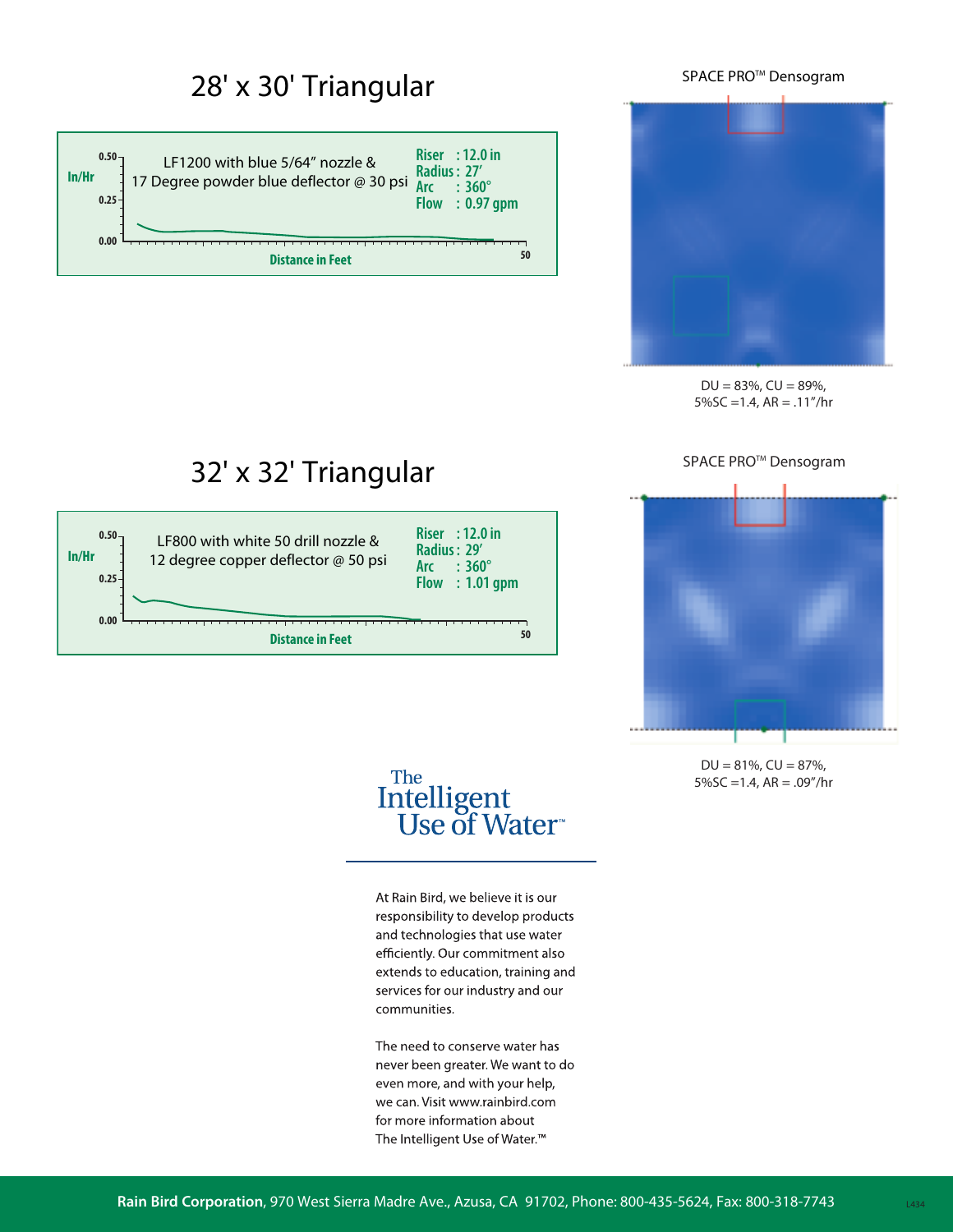## 28' x 30' Triangular

0.50
In/Hr
0.25
0.00

LF1200 with blue 5/64" nozzle & 17 Degree powder blue deflector @ 30 psi

Riser : 12.0 in
Radius : 27'
Arc : 360°
Flow : 0.97 gpm

Distance in Feet
50

SPACE PRO™ Densogram

DU = 83%, CU = 89%, 5%SC =1.4, AR = .11"/hr

## 32' x 32' Triangular

0.50
In/Hr
0.25
0.00

LF800 with white 50 drill nozzle & 12 degree copper deflector @ 50 psi

Riser : 12.0 in
Radius : 29'
Arc : 360°
Flow : 1.01 gpm

Distance in Feet
50

SPACE PRO™ Densogram

DU = 81%, CU = 87%, 5%SC =1.4, AR = .09"/hr

The Intelligent Use of Water™

At Rain Bird, we believe it is our responsibility to develop products and technologies that use water efficiently. Our commitment also extends to education, training and services for our industry and our communities.

The need to conserve water has never been greater. We want to do even more, and with your help, we can. Visit www.rainbird.com for more information about The Intelligent Use of Water.™

**Rain Bird Corporation**, 970 West Sierra Madre Ave., Azusa, CA 91702, Phone: 800-435-5624, Fax: 800-318-7743

L434